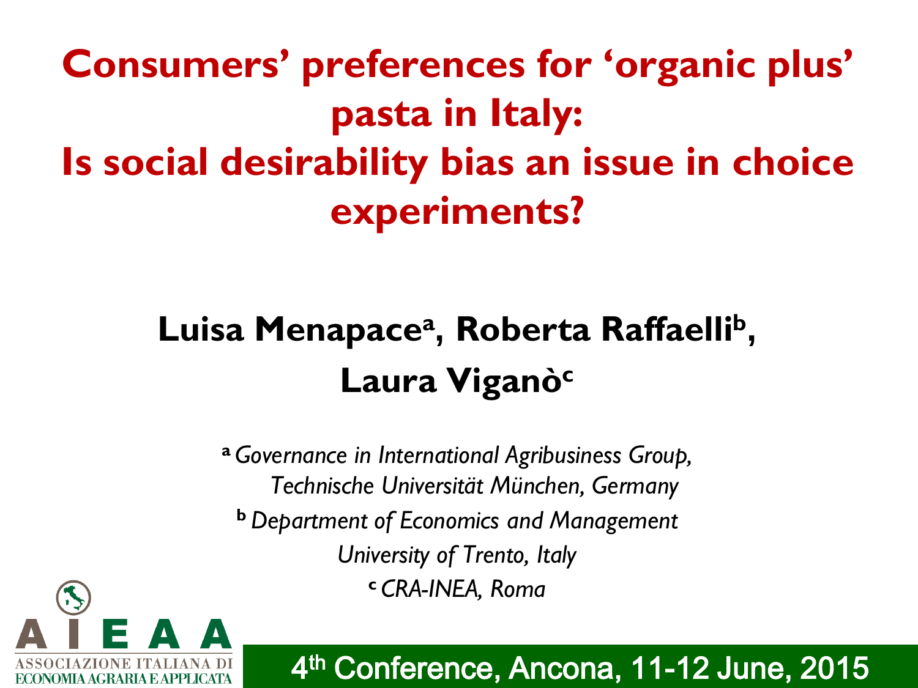# Consumers' preferences for 'organic plus' pasta in Italy: Is social desirability bias an issue in choice experiments?

**Luisa Menapace[a], Roberta Raffaelli[b], Laura Viganò[c]**

[a] *Governance in International Agribusiness Group, Technische Universität München, Germany*

[b] *Department of Economics and Management University of Trento, Italy*

[c] *CRA-INEA, Roma*

ASSOCIAZIONE ITALIANA DI ECONOMIA AGRARIA E APPLICATA

4th Conference, Ancona, 11-12 June, 2015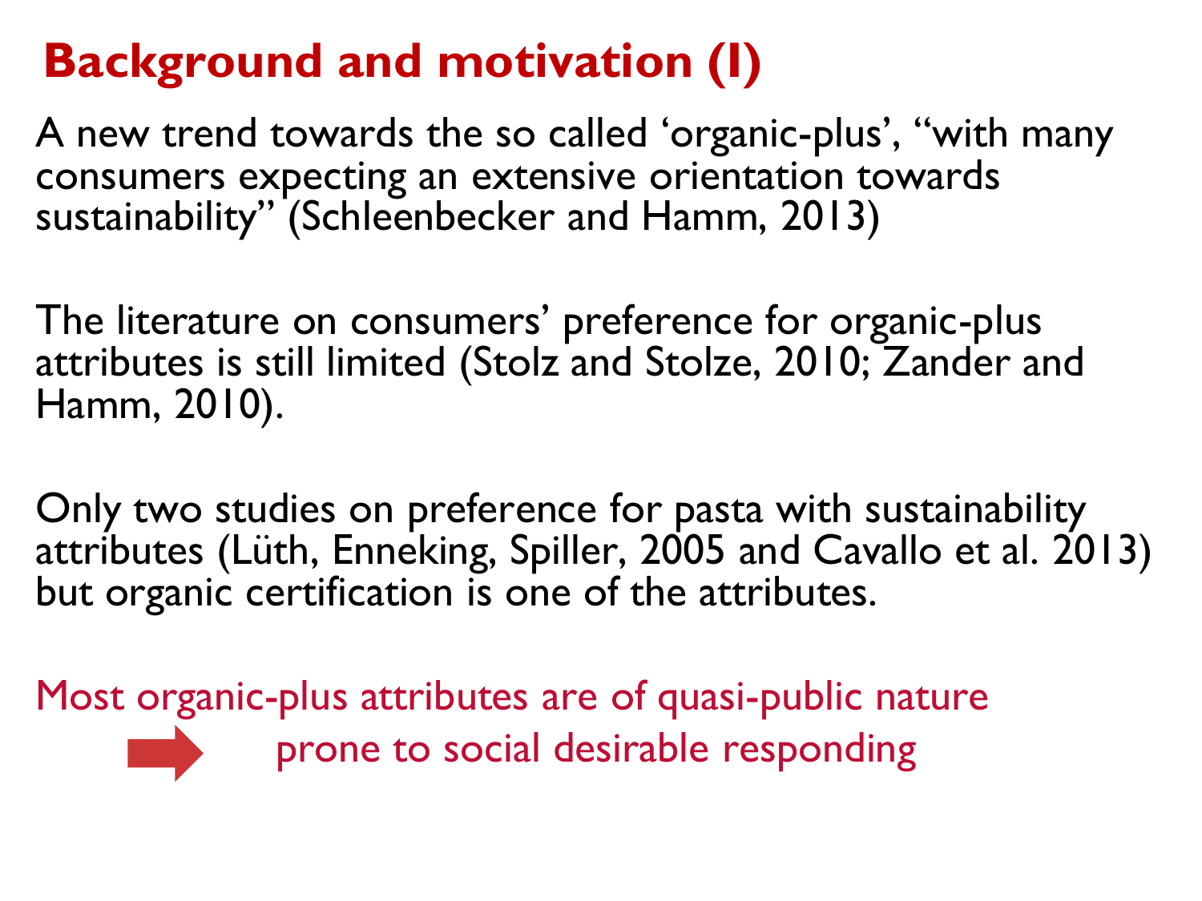# Background and motivation (I)

A new trend towards the so called ‘organic-plus’, “with many consumers expecting an extensive orientation towards sustainability” (Schleenbecker and Hamm, 2013)

The literature on consumers’ preference for organic-plus attributes is still limited (Stolz and Stolze, 2010; Zander and Hamm, 2010).

Only two studies on preference for pasta with sustainability attributes (Lüth, Enneking, Spiller, 2005 and Cavallo et al. 2013) but organic certification is one of the attributes.

Most organic-plus attributes are of quasi-public nature

→ prone to social desirable responding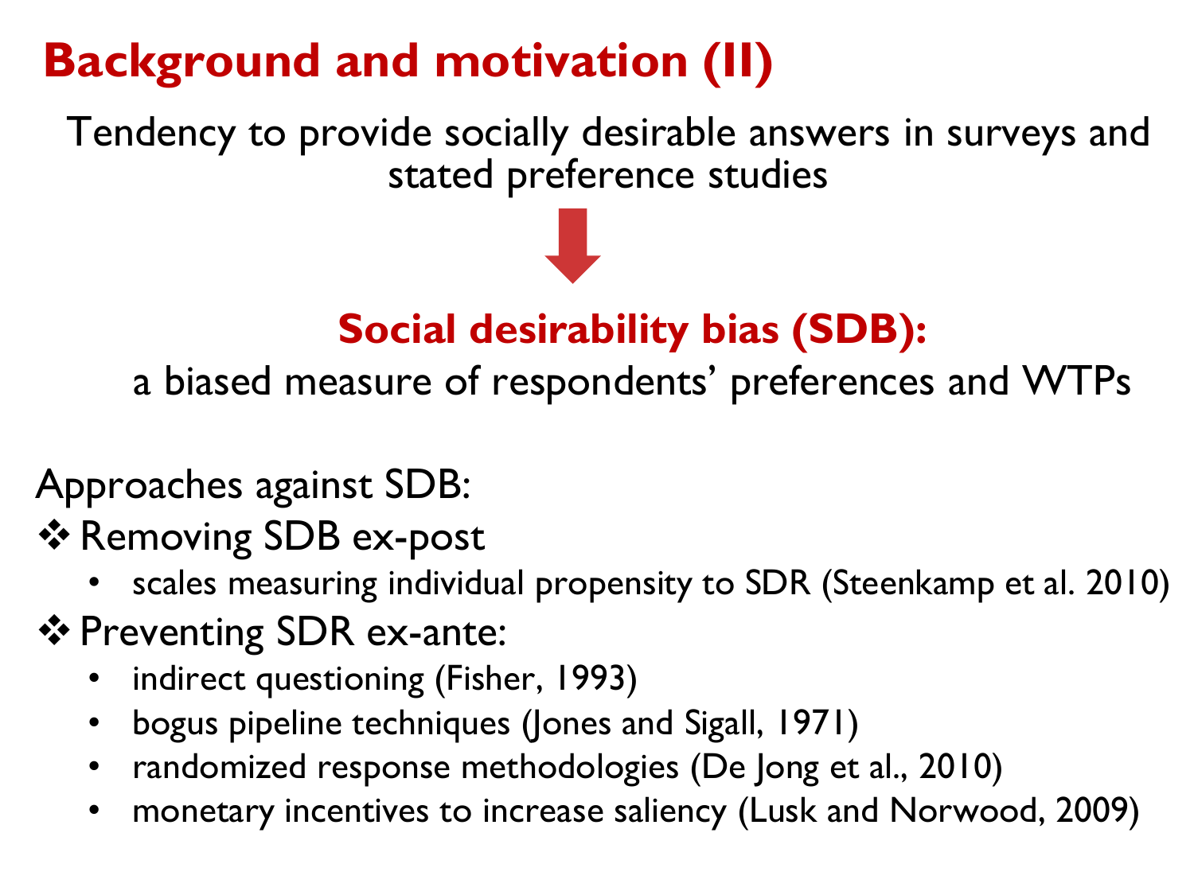# Background and motivation (II)

Tendency to provide socially desirable answers in surveys and stated preference studies

↓

**Social desirability bias (SDB):**

a biased measure of respondents' preferences and WTPs

Approaches against SDB:

- ❖ Removing SDB ex-post
  - scales measuring individual propensity to SDR (Steenkamp et al. 2010)
- ❖ Preventing SDR ex-ante:
  - indirect questioning (Fisher, 1993)
  - bogus pipeline techniques (Jones and Sigall, 1971)
  - randomized response methodologies (De Jong et al., 2010)
  - monetary incentives to increase saliency (Lusk and Norwood, 2009)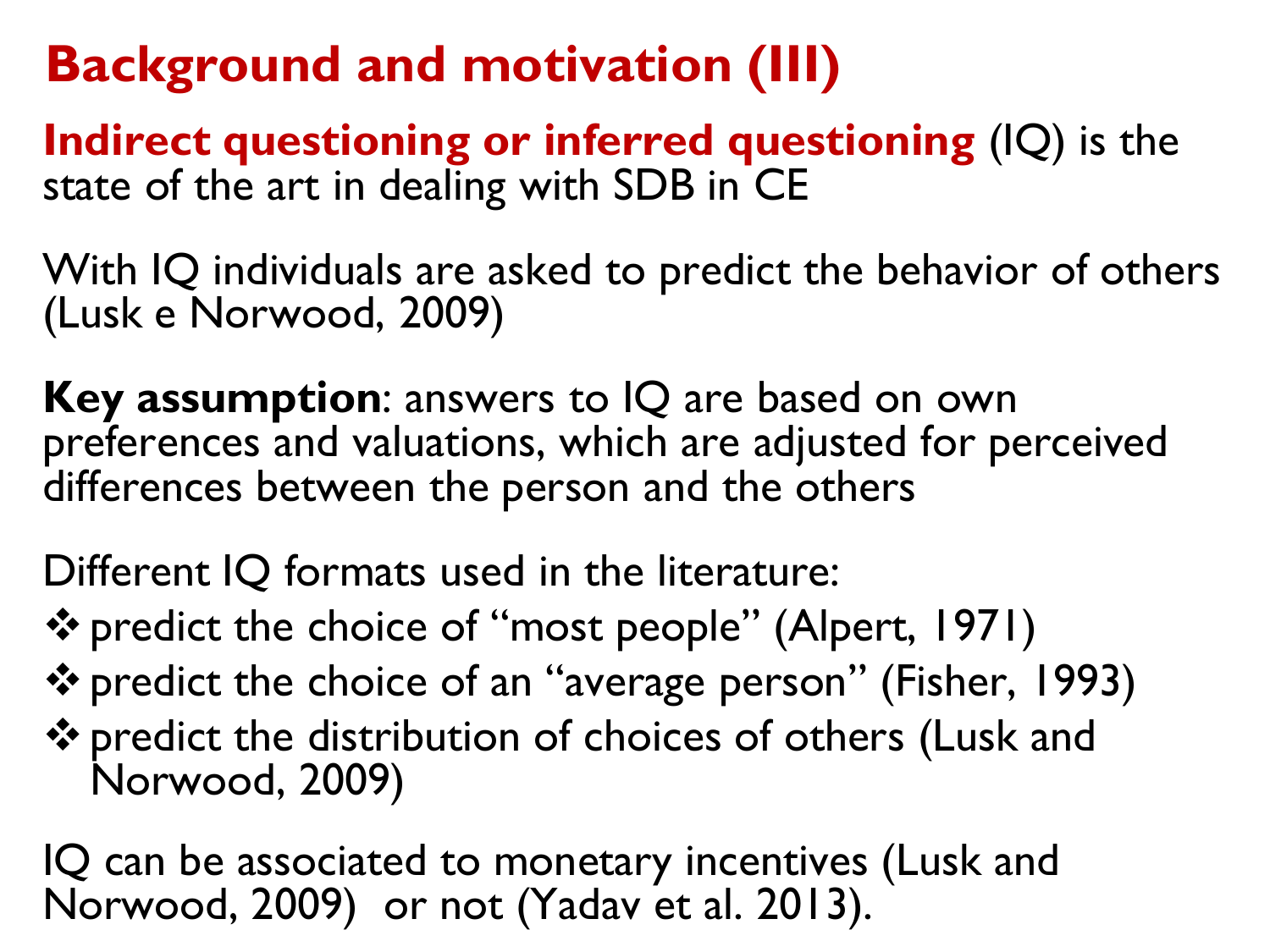# Background and motivation (III)

**Indirect questioning or inferred questioning** (IQ) is the state of the art in dealing with SDB in CE

With IQ individuals are asked to predict the behavior of others (Lusk e Norwood, 2009)

**Key assumption**: answers to IQ are based on own preferences and valuations, which are adjusted for perceived differences between the person and the others

Different IQ formats used in the literature:

- predict the choice of "most people" (Alpert, 1971)
- predict the choice of an "average person" (Fisher, 1993)
- predict the distribution of choices of others (Lusk and Norwood, 2009)

IQ can be associated to monetary incentives (Lusk and Norwood, 2009) or not (Yadav et al. 2013).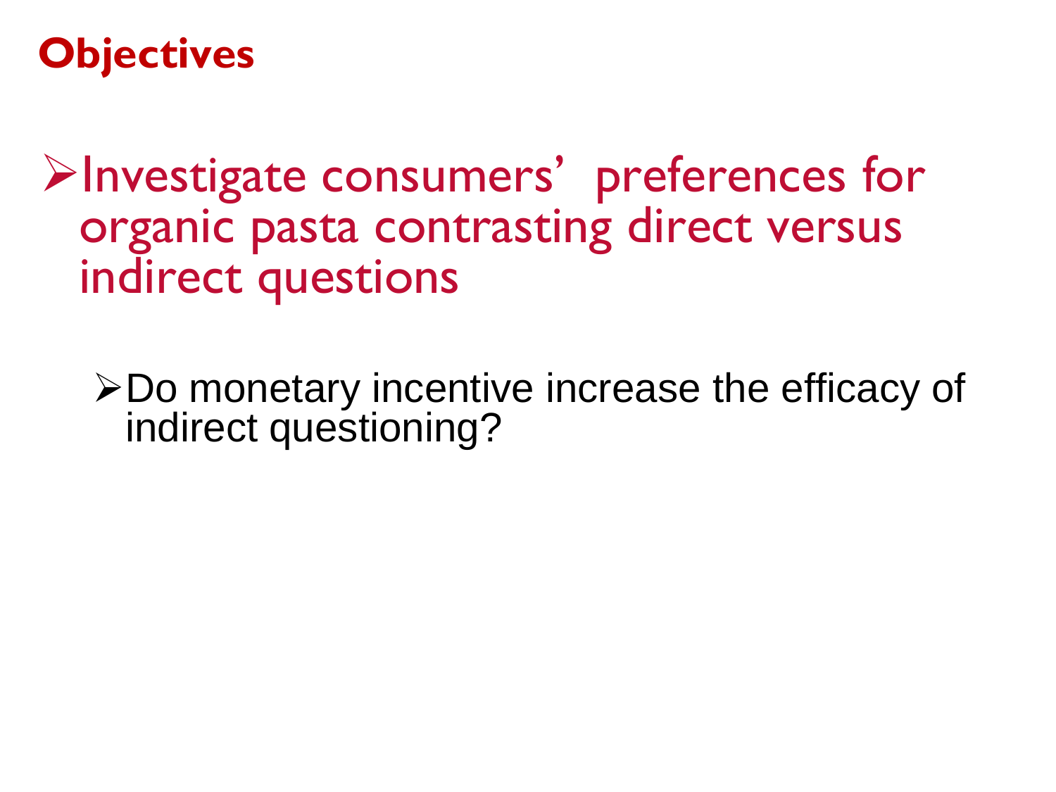# Objectives

- Investigate consumers' preferences for organic pasta contrasting direct versus indirect questions
  - Do monetary incentive increase the efficacy of indirect questioning?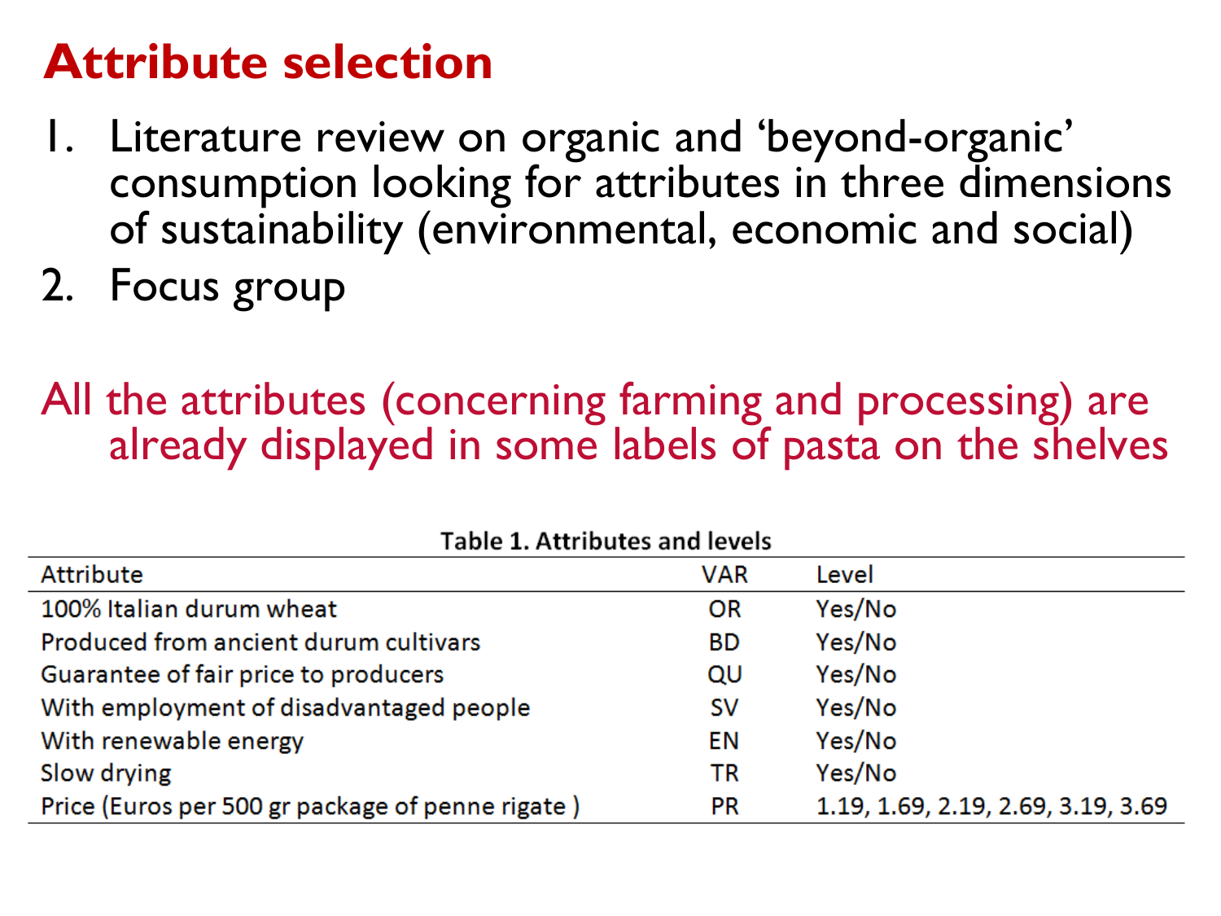# Attribute selection

1. Literature review on organic and 'beyond-organic' consumption looking for attributes in three dimensions of sustainability (environmental, economic and social)
2. Focus group

All the attributes (concerning farming and processing) are already displayed in some labels of pasta on the shelves

**Table 1. Attributes and levels**

| Attribute | VAR | Level |
| --- | --- | --- |
| 100% Italian durum wheat | OR | Yes/No |
| Produced from ancient durum cultivars | BD | Yes/No |
| Guarantee of fair price to producers | QU | Yes/No |
| With employment of disadvantaged people | SV | Yes/No |
| With renewable energy | EN | Yes/No |
| Slow drying | TR | Yes/No |
| Price (Euros per 500 gr package of penne rigate ) | PR | 1.19, 1.69, 2.19, 2.69, 3.19, 3.69 |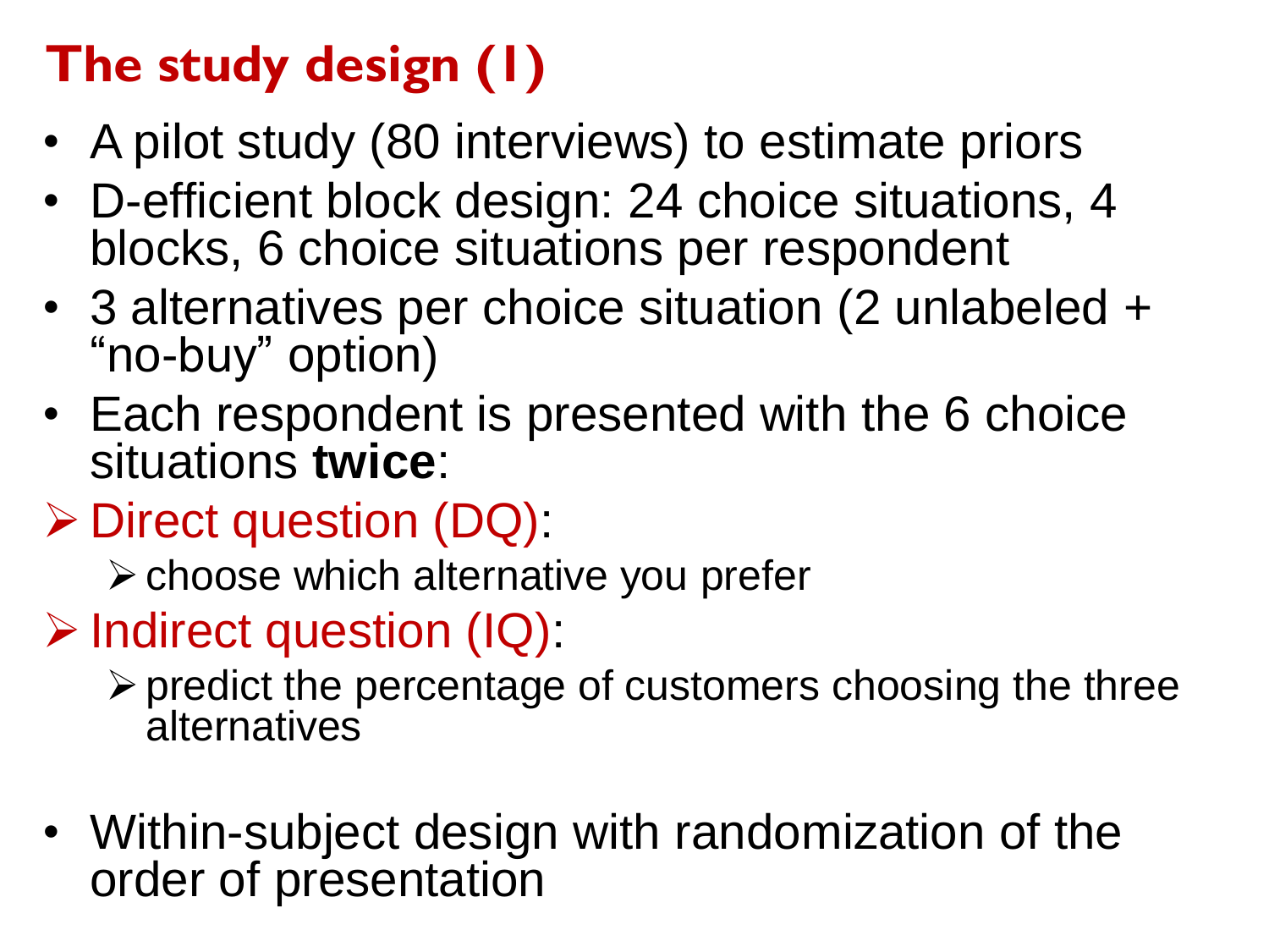# The study design (1)

- A pilot study (80 interviews) to estimate priors
- D-efficient block design: 24 choice situations, 4 blocks, 6 choice situations per respondent
- 3 alternatives per choice situation (2 unlabeled + “no-buy” option)
- Each respondent is presented with the 6 choice situations **twice**:

- Direct question (DQ):
  - choose which alternative you prefer
- Indirect question (IQ):
  - predict the percentage of customers choosing the three alternatives

- Within-subject design with randomization of the order of presentation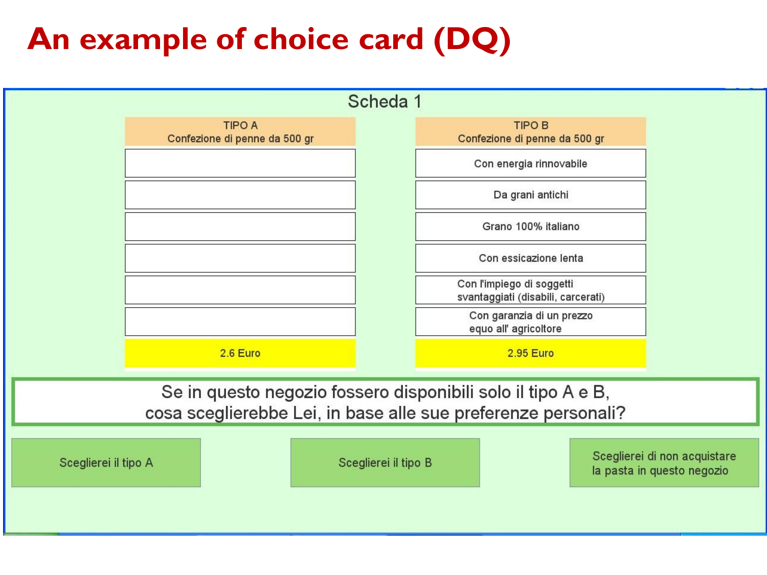# An example of choice card (DQ)

## Scheda 1

| TIPO A<br>Confezione di penne da 500 gr | TIPO B<br>Confezione di penne da 500 gr |
|---|---|
| | Con energia rinnovabile |
| | Da grani antichi |
| | Grano 100% italiano |
| | Con essicazione lenta |
| | Con l'impiego di soggetti svantaggiati (disabili, carcerati) |
| | Con garanzia di un prezzo equo all' agricoltore |
| 2.6 Euro | 2.95 Euro |

Se in questo negozio fossero disponibili solo il tipo A e B,
cosa sceglierebbe Lei, in base alle sue preferenze personali?

- Sceglierei il tipo A
- Sceglierei il tipo B
- Sceglierei di non acquistare la pasta in questo negozio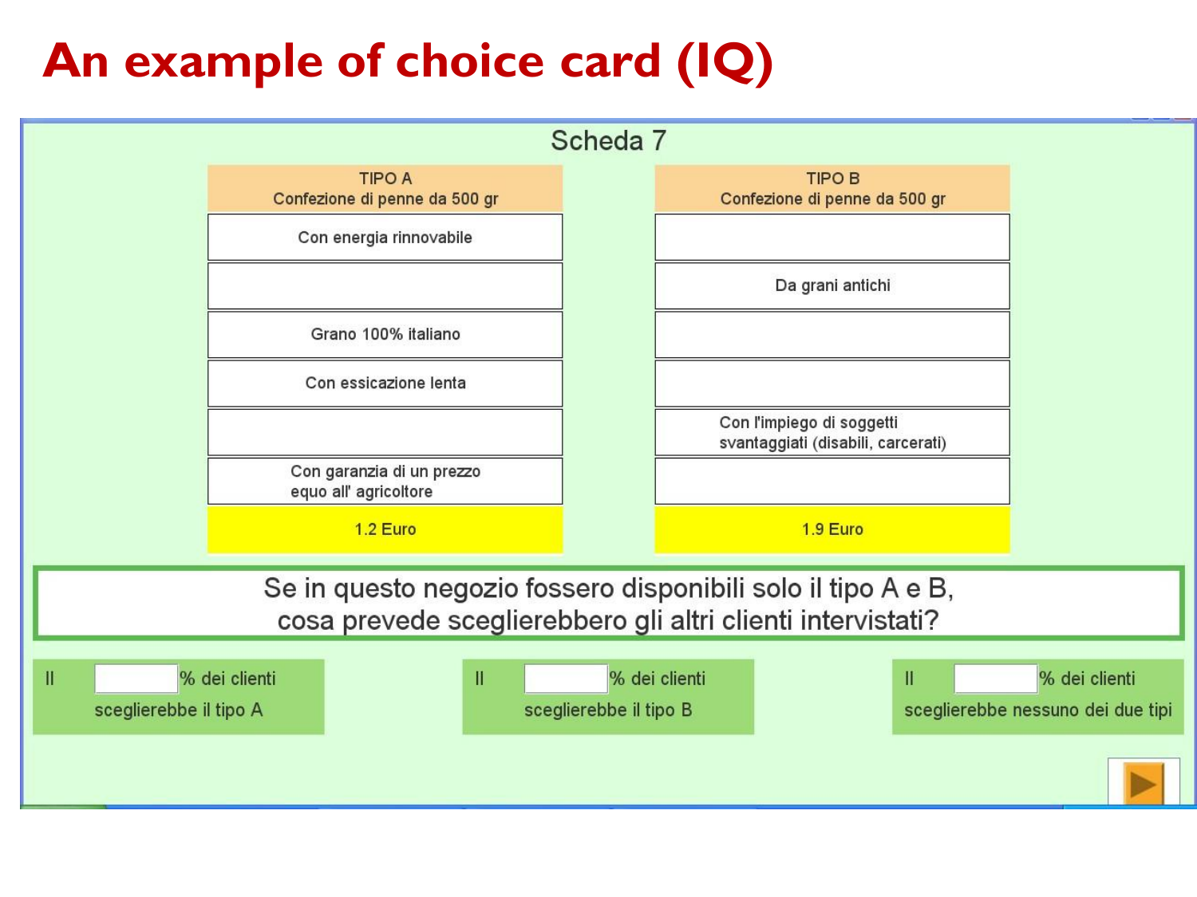# An example of choice card (IQ)

## Scheda 7

| TIPO A<br>Confezione di penne da 500 gr | TIPO B<br>Confezione di penne da 500 gr |
|---|---|
| Con energia rinnovabile | |
| | Da grani antichi |
| Grano 100% italiano | |
| Con essicazione lenta | |
| | Con l'impiego di soggetti svantaggiati (disabili, carcerati) |
| Con garanzia di un prezzo equo all' agricoltore | |
| 1.2 Euro | 1.9 Euro |

Se in questo negozio fossero disponibili solo il tipo A e B, cosa prevede sceglierebbero gli altri clienti intervistati?

Il ____ % dei clienti sceglierebbe il tipo A

Il ____ % dei clienti sceglierebbe il tipo B

Il ____ % dei clienti sceglierebbe nessuno dei due tipi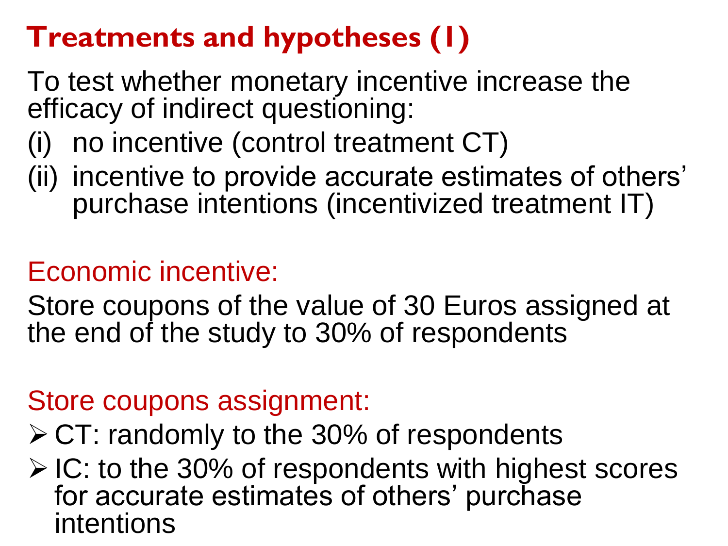## Treatments and hypotheses (1)

To test whether monetary incentive increase the efficacy of indirect questioning:

(i) no incentive (control treatment CT)

(ii) incentive to provide accurate estimates of others' purchase intentions (incentivized treatment IT)

Economic incentive:

Store coupons of the value of 30 Euros assigned at the end of the study to 30% of respondents

Store coupons assignment:

- CT: randomly to the 30% of respondents
- IC: to the 30% of respondents with highest scores for accurate estimates of others' purchase intentions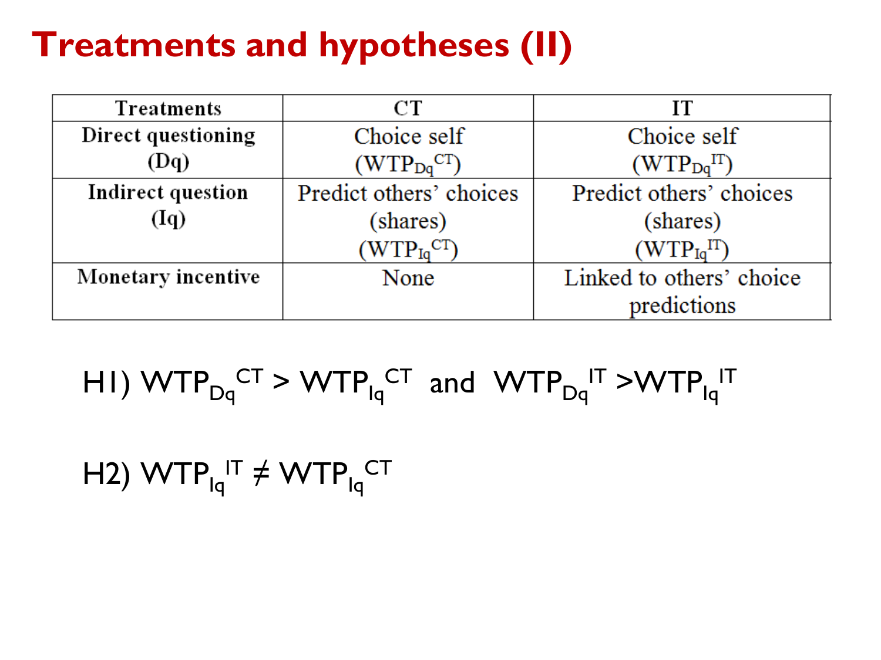# Treatments and hypotheses (II)

| Treatments | CT | IT |
|---|---|---|
| Direct questioning (Dq) | Choice self ($WTP_{Dq}^{CT}$) | Choice self ($WTP_{Dq}^{IT}$) |
| Indirect question (Iq) | Predict others' choices (shares) ($WTP_{Iq}^{CT}$) | Predict others' choices (shares) ($WTP_{Iq}^{IT}$) |
| Monetary incentive | None | Linked to others' choice predictions |

H1) $WTP_{Dq}^{CT} > WTP_{Iq}^{CT}$ and $WTP_{Dq}^{IT} > WTP_{Iq}^{IT}$

H2) $WTP_{Iq}^{IT} \neq WTP_{Iq}^{CT}$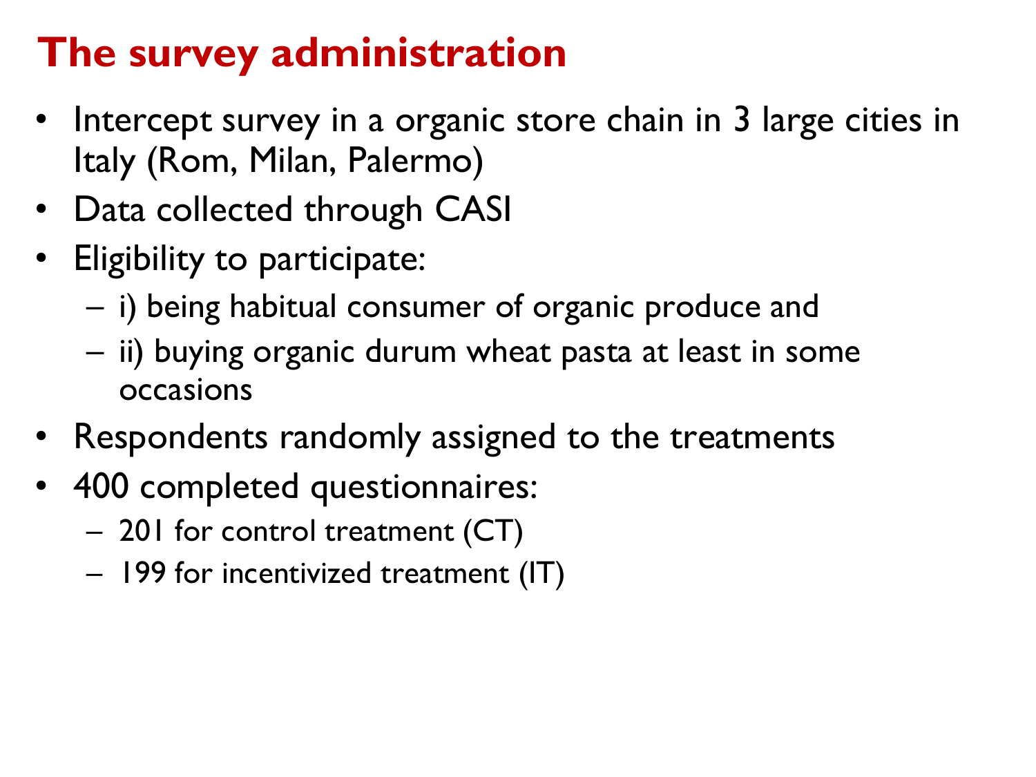# The survey administration

- Intercept survey in a organic store chain in 3 large cities in Italy (Rom, Milan, Palermo)
- Data collected through CASI
- Eligibility to participate:
  - i) being habitual consumer of organic produce and
  - ii) buying organic durum wheat pasta at least in some occasions
- Respondents randomly assigned to the treatments
- 400 completed questionnaires:
  - 201 for control treatment (CT)
  - 199 for incentivized treatment (IT)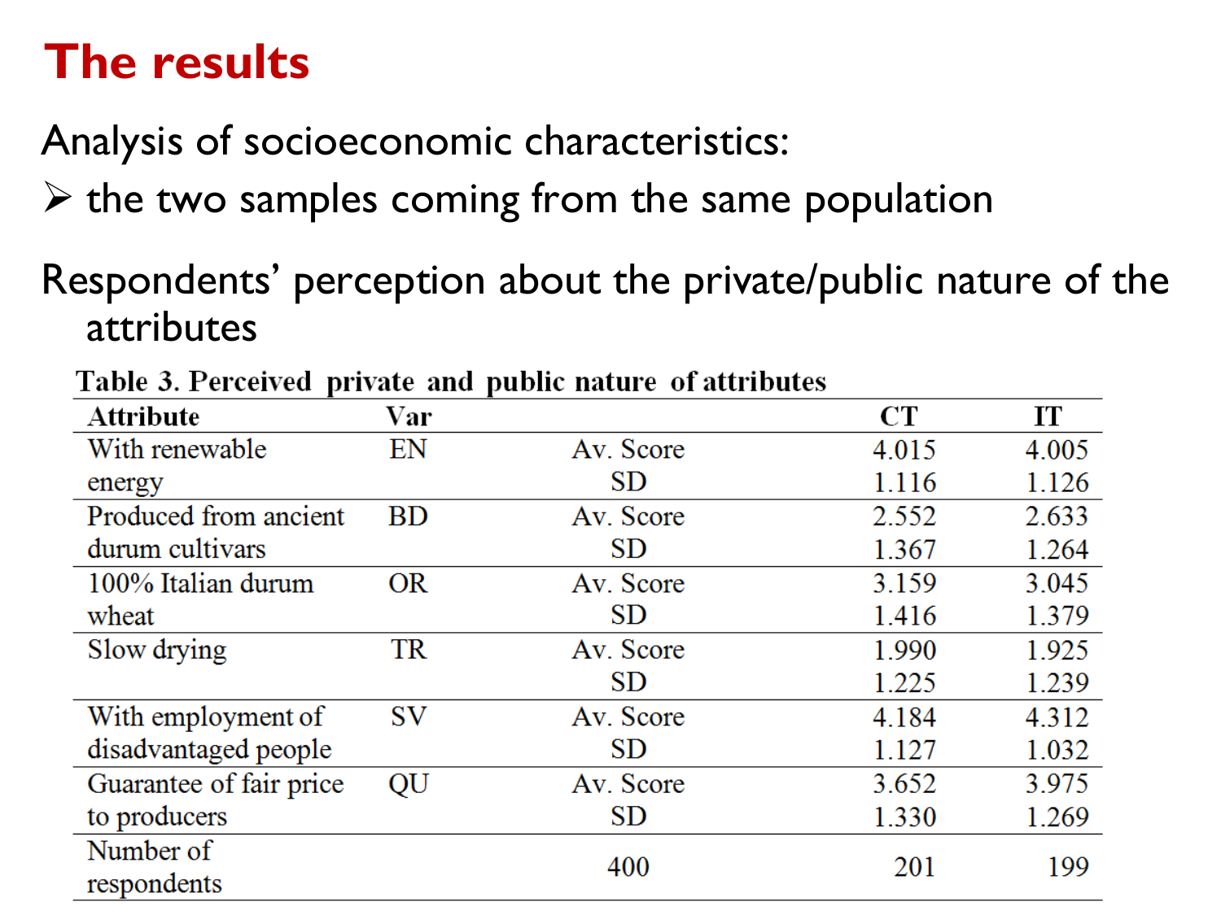# The results

Analysis of socioeconomic characteristics:

- the two samples coming from the same population

Respondents' perception about the private/public nature of the attributes

**Table 3. Perceived private and public nature of attributes**

| Attribute | Var | | CT | IT |
|---|---|---|---|---|
| With renewable energy | EN | Av. Score | 4.015 | 4.005 |
| | | SD | 1.116 | 1.126 |
| Produced from ancient durum cultivars | BD | Av. Score | 2.552 | 2.633 |
| | | SD | 1.367 | 1.264 |
| 100% Italian durum wheat | OR | Av. Score | 3.159 | 3.045 |
| | | SD | 1.416 | 1.379 |
| Slow drying | TR | Av. Score | 1.990 | 1.925 |
| | | SD | 1.225 | 1.239 |
| With employment of disadvantaged people | SV | Av. Score | 4.184 | 4.312 |
| | | SD | 1.127 | 1.032 |
| Guarantee of fair price to producers | QU | Av. Score | 3.652 | 3.975 |
| | | SD | 1.330 | 1.269 |
| Number of respondents | | 400 | 201 | 199 |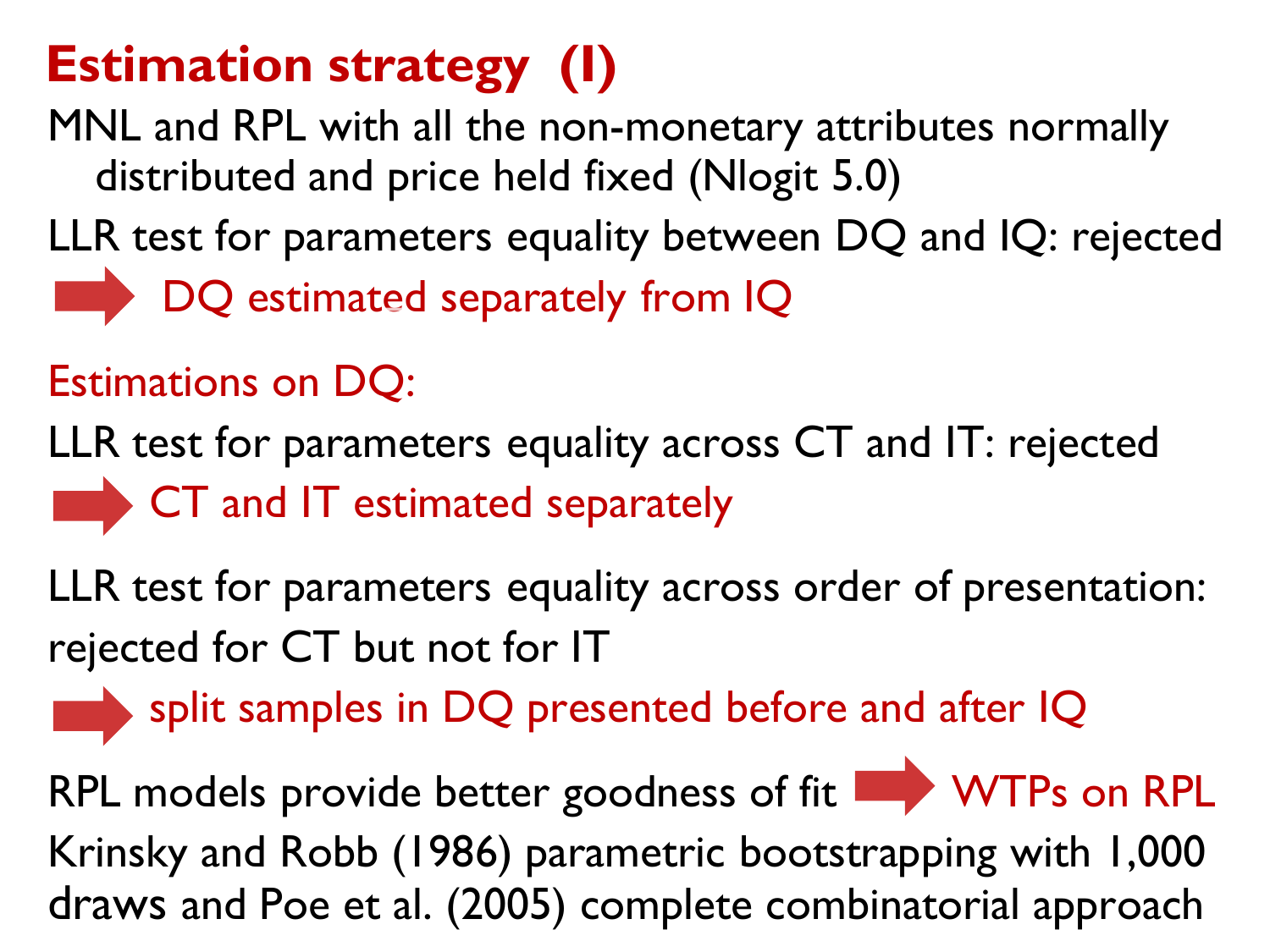# Estimation strategy (I)

MNL and RPL with all the non-monetary attributes normally distributed and price held fixed (Nlogit 5.0)

LLR test for parameters equality between DQ and IQ: rejected

➡ DQ estimated separately from IQ

Estimations on DQ:

LLR test for parameters equality across CT and IT: rejected

➡ CT and IT estimated separately

LLR test for parameters equality across order of presentation: rejected for CT but not for IT

➡ split samples in DQ presented before and after IQ

RPL models provide better goodness of fit ➡ WTPs on RPL

Krinsky and Robb (1986) parametric bootstrapping with 1,000 draws and Poe et al. (2005) complete combinatorial approach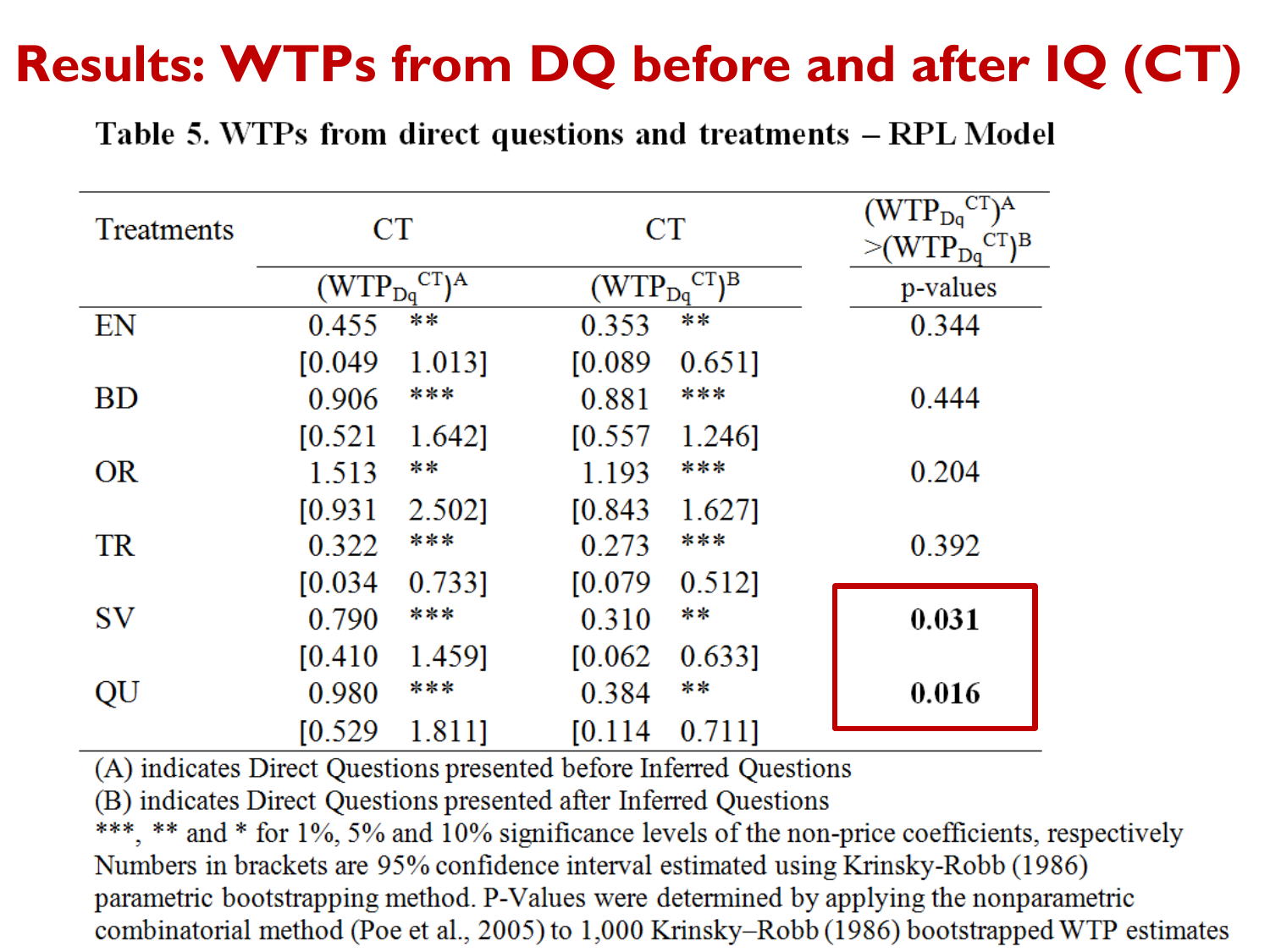# Results: WTPs from DQ before and after IQ (CT)

**Table 5. WTPs from direct questions and treatments – RPL Model**

| Treatments | CT | | CT | | $(WTP_{Dq}^{CT})^A > (WTP_{Dq}^{CT})^B$ |
|---|---|---|---|---|---|
| | $(WTP_{Dq}^{CT})^A$ | | $(WTP_{Dq}^{CT})^B$ | | p-values |
| EN | 0.455 | ** | 0.353 | ** | 0.344 |
| | [0.049 | 1.013] | [0.089 | 0.651] | |
| BD | 0.906 | *** | 0.881 | *** | 0.444 |
| | [0.521 | 1.642] | [0.557 | 1.246] | |
| OR | 1.513 | ** | 1.193 | *** | 0.204 |
| | [0.931 | 2.502] | [0.843 | 1.627] | |
| TR | 0.322 | *** | 0.273 | *** | 0.392 |
| | [0.034 | 0.733] | [0.079 | 0.512] | |
| SV | 0.790 | *** | 0.310 | ** | **0.031** |
| | [0.410 | 1.459] | [0.062 | 0.633] | |
| QU | 0.980 | *** | 0.384 | ** | **0.016** |
| | [0.529 | 1.811] | [0.114 | 0.711] | |

(A) indicates Direct Questions presented before Inferred Questions
(B) indicates Direct Questions presented after Inferred Questions
***, ** and * for 1%, 5% and 10% significance levels of the non-price coefficients, respectively
Numbers in brackets are 95% confidence interval estimated using Krinsky-Robb (1986) parametric bootstrapping method. P-Values were determined by applying the nonparametric combinatorial method (Poe et al., 2005) to 1,000 Krinsky–Robb (1986) bootstrapped WTP estimates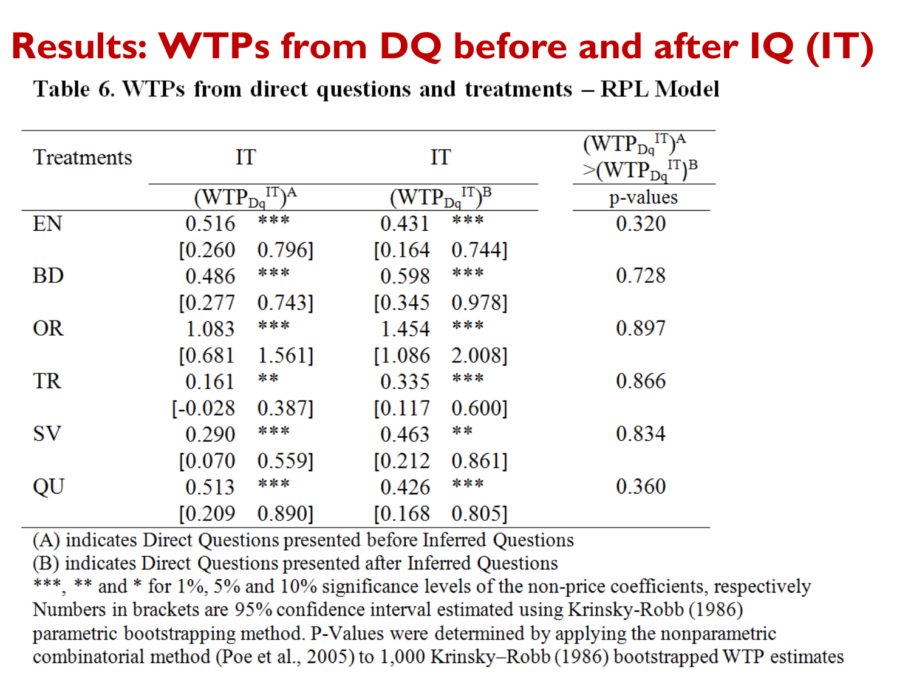# Results: WTPs from DQ before and after IQ (IT)

Table 6. WTPs from direct questions and treatments – RPL Model

| Treatments | IT | | IT | | $(WTP_{Dq}^{IT})^A > (WTP_{Dq}^{IT})^B$ |
|---|---|---|---|---|---|
| | $(WTP_{Dq}^{IT})^A$ | | $(WTP_{Dq}^{IT})^B$ | | p-values |
| EN | 0.516 | *** | 0.431 | *** | 0.320 |
| | [0.260 | 0.796] | [0.164 | 0.744] | |
| BD | 0.486 | *** | 0.598 | *** | 0.728 |
| | [0.277 | 0.743] | [0.345 | 0.978] | |
| OR | 1.083 | *** | 1.454 | *** | 0.897 |
| | [0.681 | 1.561] | [1.086 | 2.008] | |
| TR | 0.161 | ** | 0.335 | *** | 0.866 |
| | [-0.028 | 0.387] | [0.117 | 0.600] | |
| SV | 0.290 | *** | 0.463 | ** | 0.834 |
| | [0.070 | 0.559] | [0.212 | 0.861] | |
| QU | 0.513 | *** | 0.426 | *** | 0.360 |
| | [0.209 | 0.890] | [0.168 | 0.805] | |

(A) indicates Direct Questions presented before Inferred Questions
(B) indicates Direct Questions presented after Inferred Questions
***, ** and * for 1%, 5% and 10% significance levels of the non-price coefficients, respectively
Numbers in brackets are 95% confidence interval estimated using Krinsky-Robb (1986) parametric bootstrapping method. P-Values were determined by applying the nonparametric combinatorial method (Poe et al., 2005) to 1,000 Krinsky–Robb (1986) bootstrapped WTP estimates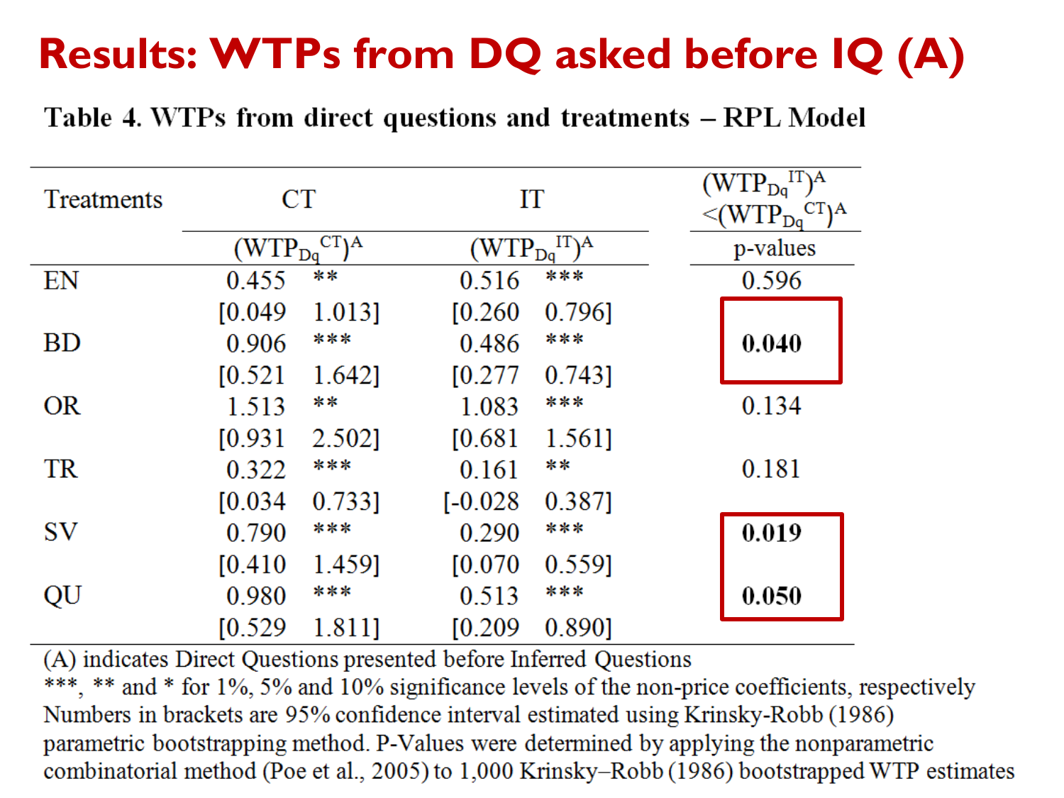# Results: WTPs from DQ asked before IQ (A)

**Table 4. WTPs from direct questions and treatments – RPL Model**

| Treatments | CT | | IT | | $(WTP_{Dq}^{IT})^A < (WTP_{Dq}^{CT})^A$ |
|---|---|---|---|---|---|
| | $(WTP_{Dq}^{CT})^A$ | | $(WTP_{Dq}^{IT})^A$ | | p-values |
| EN | 0.455 | ** | 0.516 | *** | 0.596 |
| | [0.049 | 1.013] | [0.260 | 0.796] | |
| BD | 0.906 | *** | 0.486 | *** | **0.040** |
| | [0.521 | 1.642] | [0.277 | 0.743] | |
| OR | 1.513 | ** | 1.083 | *** | 0.134 |
| | [0.931 | 2.502] | [0.681 | 1.561] | |
| TR | 0.322 | *** | 0.161 | ** | 0.181 |
| | [0.034 | 0.733] | [-0.028 | 0.387] | |
| SV | 0.790 | *** | 0.290 | *** | **0.019** |
| | [0.410 | 1.459] | [0.070 | 0.559] | |
| QU | 0.980 | *** | 0.513 | *** | **0.050** |
| | [0.529 | 1.811] | [0.209 | 0.890] | |

(A) indicates Direct Questions presented before Inferred Questions
***, ** and * for 1%, 5% and 10% significance levels of the non-price coefficients, respectively
Numbers in brackets are 95% confidence interval estimated using Krinsky-Robb (1986) parametric bootstrapping method. P-Values were determined by applying the nonparametric combinatorial method (Poe et al., 2005) to 1,000 Krinsky–Robb (1986) bootstrapped WTP estimates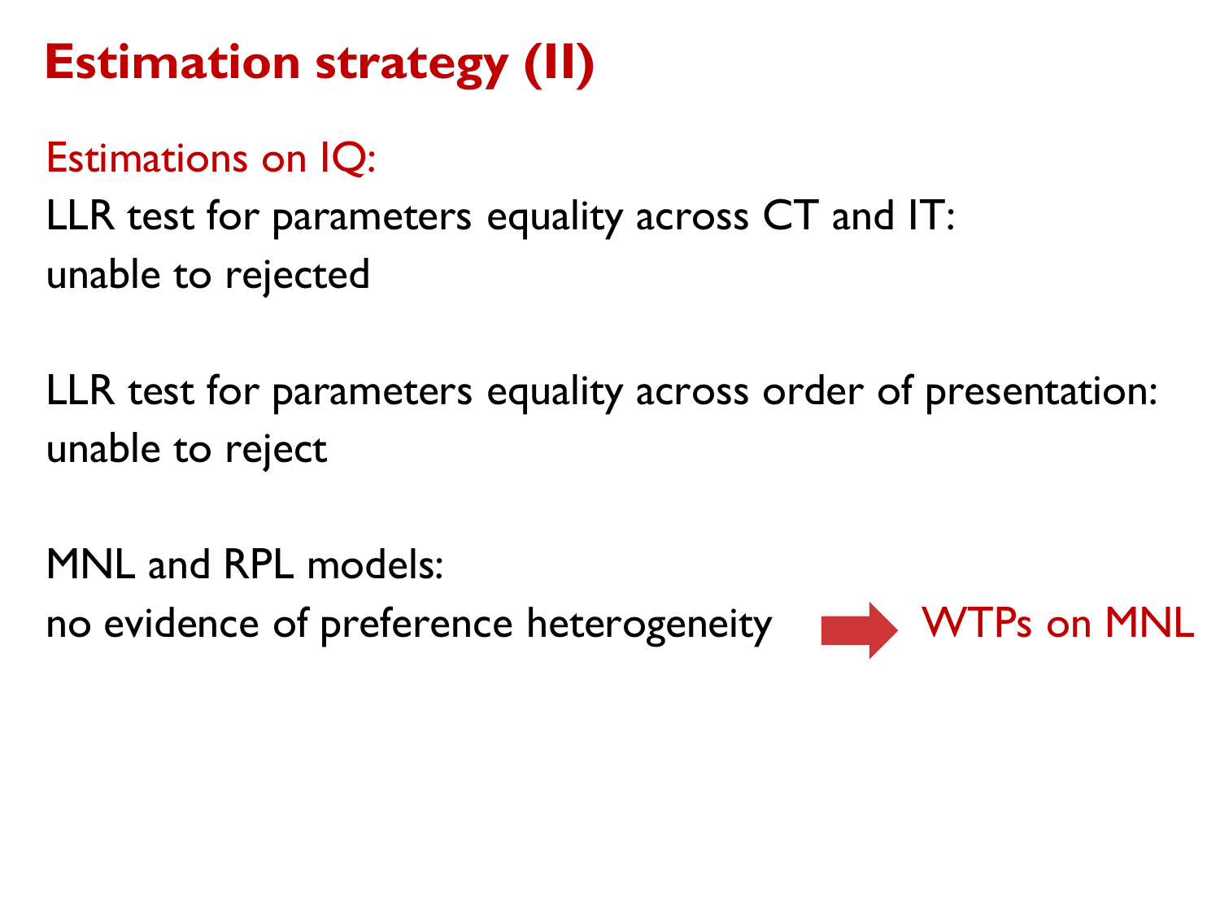# Estimation strategy (II)

Estimations on IQ:

LLR test for parameters equality across CT and IT:
unable to rejected

LLR test for parameters equality across order of presentation:
unable to reject

MNL and RPL models:
no evidence of preference heterogeneity → WTPs on MNL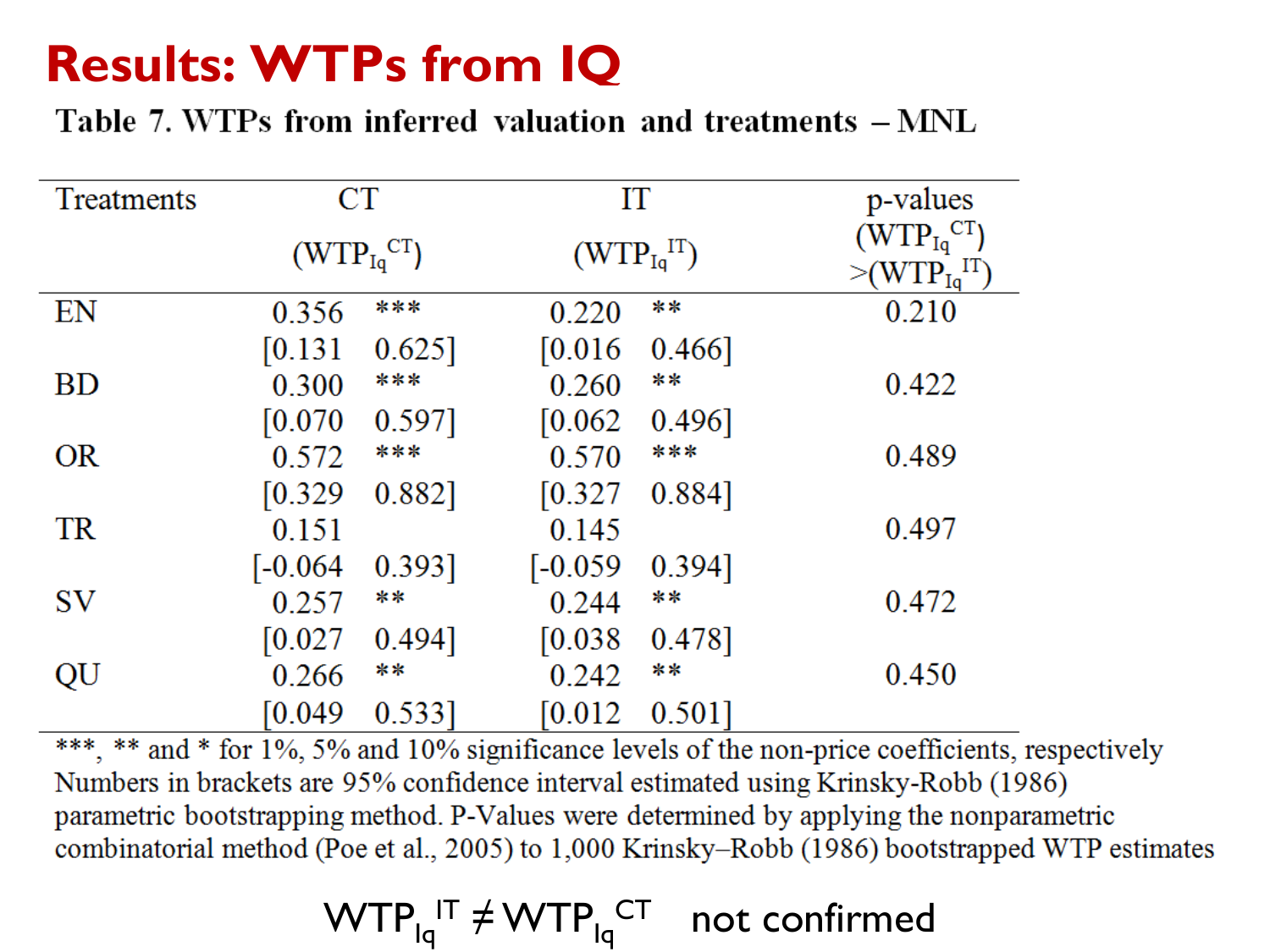# Results: WTPs from IQ

**Table 7. WTPs from inferred valuation and treatments – MNL**

| Treatments | CT ($WTP_{Iq}^{CT}$) | | IT ($WTP_{Iq}^{IT}$) | | p-values ($WTP_{Iq}^{CT}$) >($WTP_{Iq}^{IT}$) |
|---|---|---|---|---|---|
| EN | 0.356 | *** | 0.220 | ** | 0.210 |
| | [0.131 | 0.625] | [0.016 | 0.466] | |
| BD | 0.300 | *** | 0.260 | ** | 0.422 |
| | [0.070 | 0.597] | [0.062 | 0.496] | |
| OR | 0.572 | *** | 0.570 | *** | 0.489 |
| | [0.329 | 0.882] | [0.327 | 0.884] | |
| TR | 0.151 | | 0.145 | | 0.497 |
| | [-0.064 | 0.393] | [-0.059 | 0.394] | |
| SV | 0.257 | ** | 0.244 | ** | 0.472 |
| | [0.027 | 0.494] | [0.038 | 0.478] | |
| QU | 0.266 | ** | 0.242 | ** | 0.450 |
| | [0.049 | 0.533] | [0.012 | 0.501] | |

***, ** and * for 1%, 5% and 10% significance levels of the non-price coefficients, respectively
Numbers in brackets are 95% confidence interval estimated using Krinsky-Robb (1986) parametric bootstrapping method. P-Values were determined by applying the nonparametric combinatorial method (Poe et al., 2005) to 1,000 Krinsky–Robb (1986) bootstrapped WTP estimates

$WTP_{Iq}^{IT} \neq WTP_{Iq}^{CT}$ not confirmed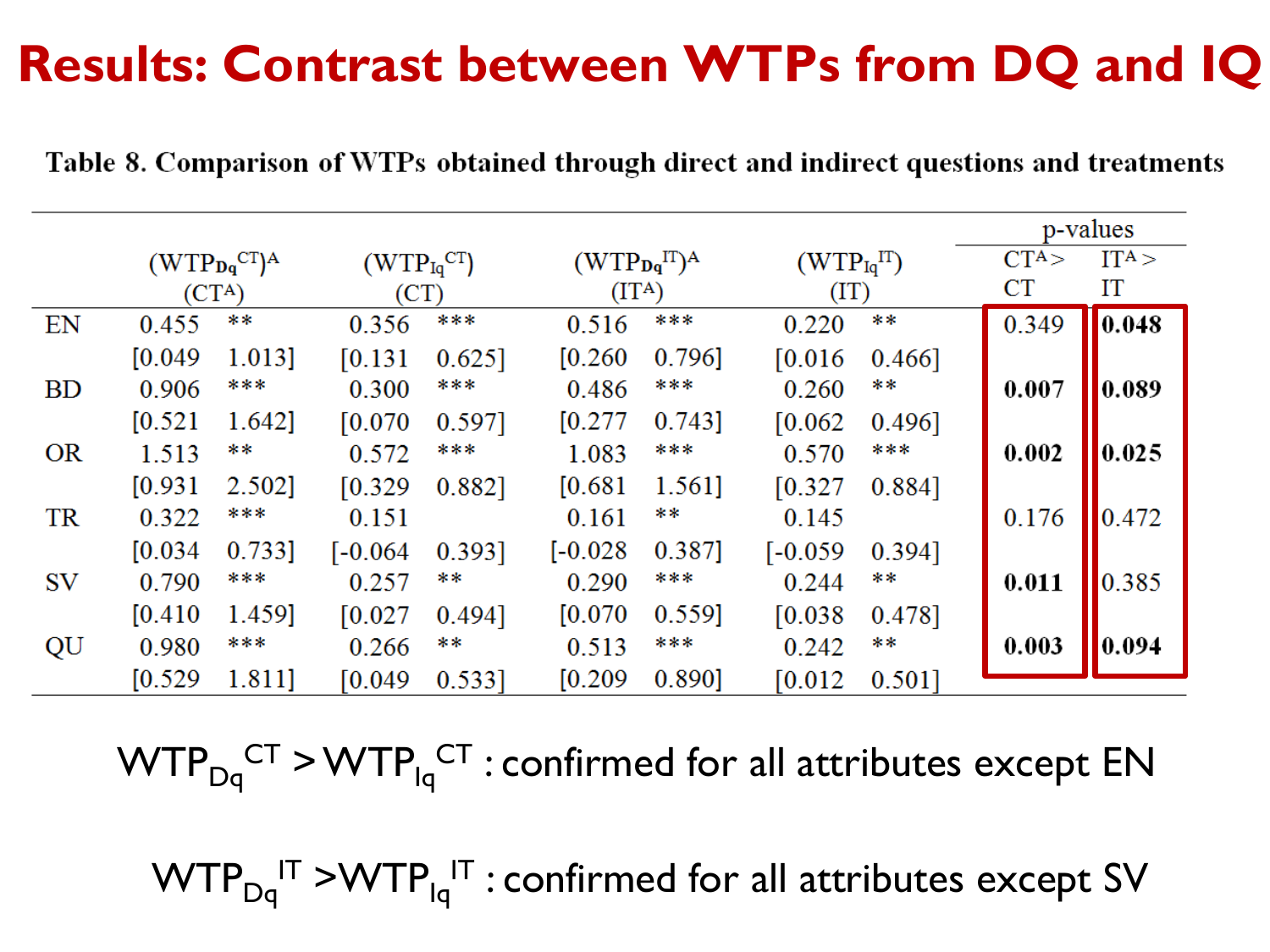# Results: Contrast between WTPs from DQ and IQ

**Table 8. Comparison of WTPs obtained through direct and indirect questions and treatments**

| | $(WTP_{Dq}^{CT})^A$ $(CT^A)$ | | $(WTP_{Iq}^{CT})$ $(CT)$ | | $(WTP_{Dq}^{IT})^A$ $(IT^A)$ | | $(WTP_{Iq}^{IT})$ $(IT)$ | | p-values $CT^A > CT$ | p-values $IT^A > IT$ |
|---|---|---|---|---|---|---|---|---|---|---|
| EN | 0.455 | ** | 0.356 | *** | 0.516 | *** | 0.220 | ** | 0.349 | **0.048** |
| | [0.049 | 1.013] | [0.131 | 0.625] | [0.260 | 0.796] | [0.016 | 0.466] | | |
| BD | 0.906 | *** | 0.300 | *** | 0.486 | *** | 0.260 | ** | **0.007** | **0.089** |
| | [0.521 | 1.642] | [0.070 | 0.597] | [0.277 | 0.743] | [0.062 | 0.496] | | |
| OR | 1.513 | ** | 0.572 | *** | 1.083 | *** | 0.570 | *** | **0.002** | **0.025** |
| | [0.931 | 2.502] | [0.329 | 0.882] | [0.681 | 1.561] | [0.327 | 0.884] | | |
| TR | 0.322 | *** | 0.151 | | 0.161 | ** | 0.145 | | 0.176 | 0.472 |
| | [0.034 | 0.733] | [-0.064 | 0.393] | [-0.028 | 0.387] | [-0.059 | 0.394] | | |
| SV | 0.790 | *** | 0.257 | ** | 0.290 | *** | 0.244 | ** | **0.011** | 0.385 |
| | [0.410 | 1.459] | [0.027 | 0.494] | [0.070 | 0.559] | [0.038 | 0.478] | | |
| QU | 0.980 | *** | 0.266 | ** | 0.513 | *** | 0.242 | ** | **0.003** | **0.094** |
| | [0.529 | 1.811] | [0.049 | 0.533] | [0.209 | 0.890] | [0.012 | 0.501] | | |

$WTP_{Dq}^{CT} > WTP_{Iq}^{CT}$ : confirmed for all attributes except EN

$WTP_{Dq}^{IT} > WTP_{Iq}^{IT}$ : confirmed for all attributes except SV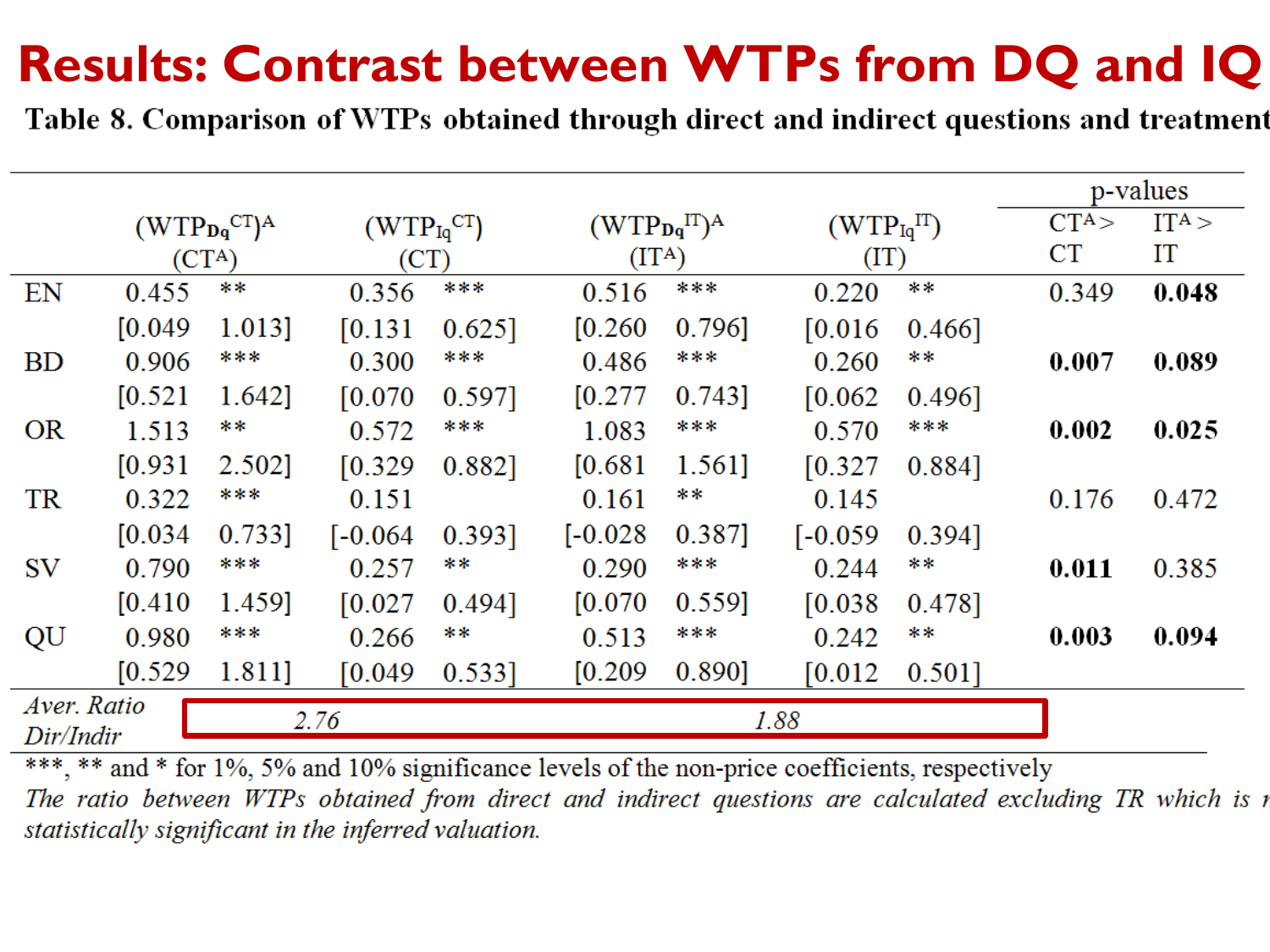# Results: Contrast between WTPs from DQ and IQ

Table 8. Comparison of WTPs obtained through direct and indirect questions and treatment

| | $(WTP_{Dq}^{CT})^A$ (CT^A) | | $(WTP_{Iq}^{CT})$ (CT) | | $(WTP_{Dq}^{IT})^A$ (IT^A) | | $(WTP_{Iq}^{IT})$ (IT) | | p-values | |
|---|---|---|---|---|---|---|---|---|---|---|
| | | | | | | | | | CT^A > CT | IT^A > IT |
| EN | 0.455 | ** | 0.356 | *** | 0.516 | *** | 0.220 | ** | 0.349 | **0.048** |
| | [0.049 | 1.013] | [0.131 | 0.625] | [0.260 | 0.796] | [0.016 | 0.466] | | |
| BD | 0.906 | *** | 0.300 | *** | 0.486 | *** | 0.260 | ** | **0.007** | **0.089** |
| | [0.521 | 1.642] | [0.070 | 0.597] | [0.277 | 0.743] | [0.062 | 0.496] | | |
| OR | 1.513 | ** | 0.572 | *** | 1.083 | *** | 0.570 | *** | **0.002** | **0.025** |
| | [0.931 | 2.502] | [0.329 | 0.882] | [0.681 | 1.561] | [0.327 | 0.884] | | |
| TR | 0.322 | *** | 0.151 | | 0.161 | ** | 0.145 | | 0.176 | 0.472 |
| | [0.034 | 0.733] | [-0.064 | 0.393] | [-0.028 | 0.387] | [-0.059 | 0.394] | | |
| SV | 0.790 | *** | 0.257 | ** | 0.290 | *** | 0.244 | ** | **0.011** | 0.385 |
| | [0.410 | 1.459] | [0.027 | 0.494] | [0.070 | 0.559] | [0.038 | 0.478] | | |
| QU | 0.980 | *** | 0.266 | ** | 0.513 | *** | 0.242 | ** | **0.003** | **0.094** |
| | [0.529 | 1.811] | [0.049 | 0.533] | [0.209 | 0.890] | [0.012 | 0.501] | | |
| *Aver. Ratio Dir/Indir* | *2.76* | | | | *1.88* | | | | | |

***, ** and * for 1%, 5% and 10% significance levels of the non-price coefficients, respectively

*The ratio between WTPs obtained from direct and indirect questions are calculated excluding TR which is n statistically significant in the inferred valuation.*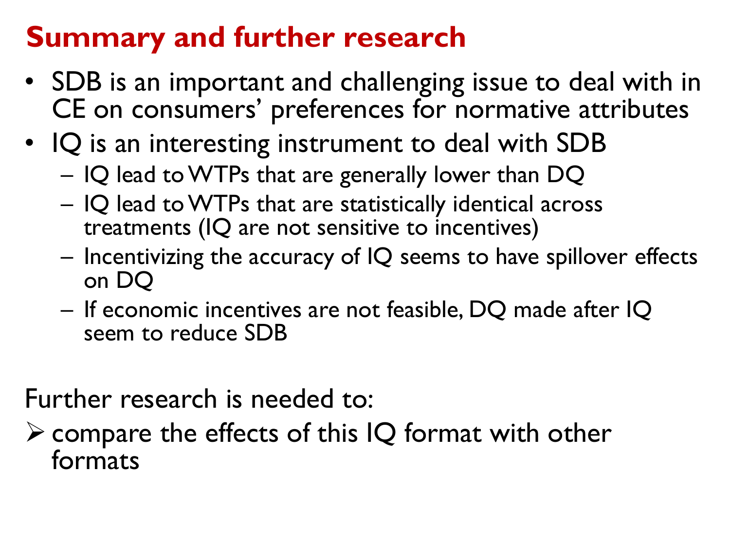# Summary and further research

- SDB is an important and challenging issue to deal with in CE on consumers' preferences for normative attributes
- IQ is an interesting instrument to deal with SDB
  - IQ lead to WTPs that are generally lower than DQ
  - IQ lead to WTPs that are statistically identical across treatments (IQ are not sensitive to incentives)
  - Incentivizing the accuracy of IQ seems to have spillover effects on DQ
  - If economic incentives are not feasible, DQ made after IQ seem to reduce SDB

Further research is needed to:

- compare the effects of this IQ format with other formats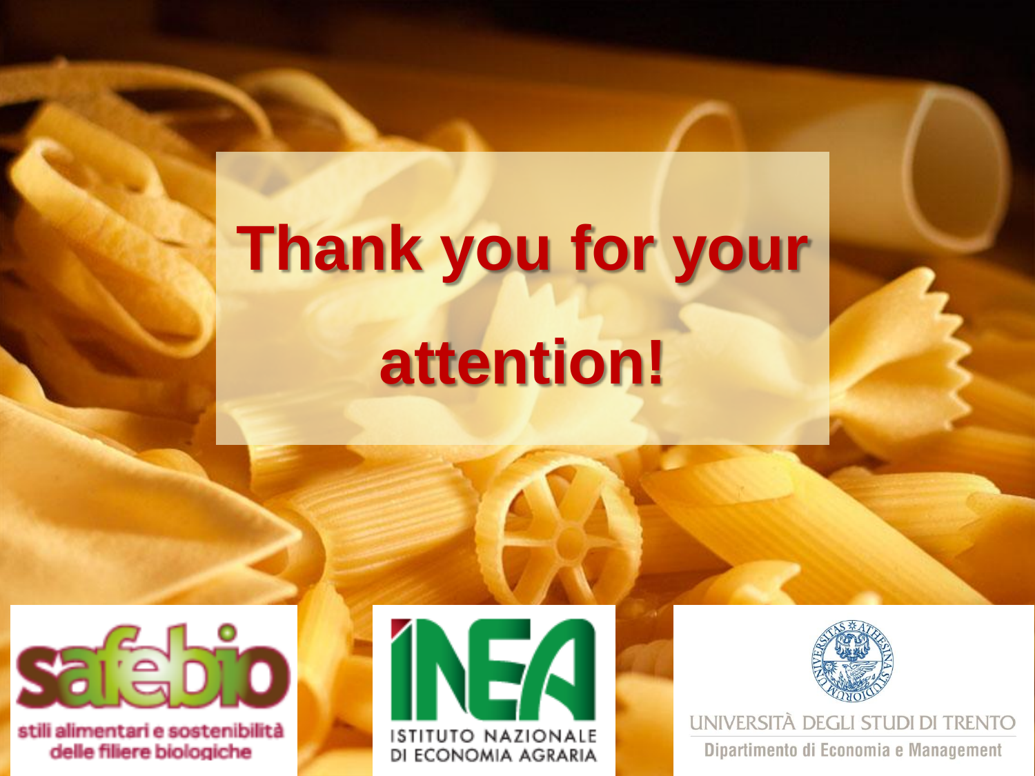# Thank you for your attention!

safebio

stili alimentari e sostenibilità delle filiere biologiche

INEA

ISTITUTO NAZIONALE DI ECONOMIA AGRARIA

UNIVERSITÀ DEGLI STUDI DI TRENTO

Dipartimento di Economia e Management